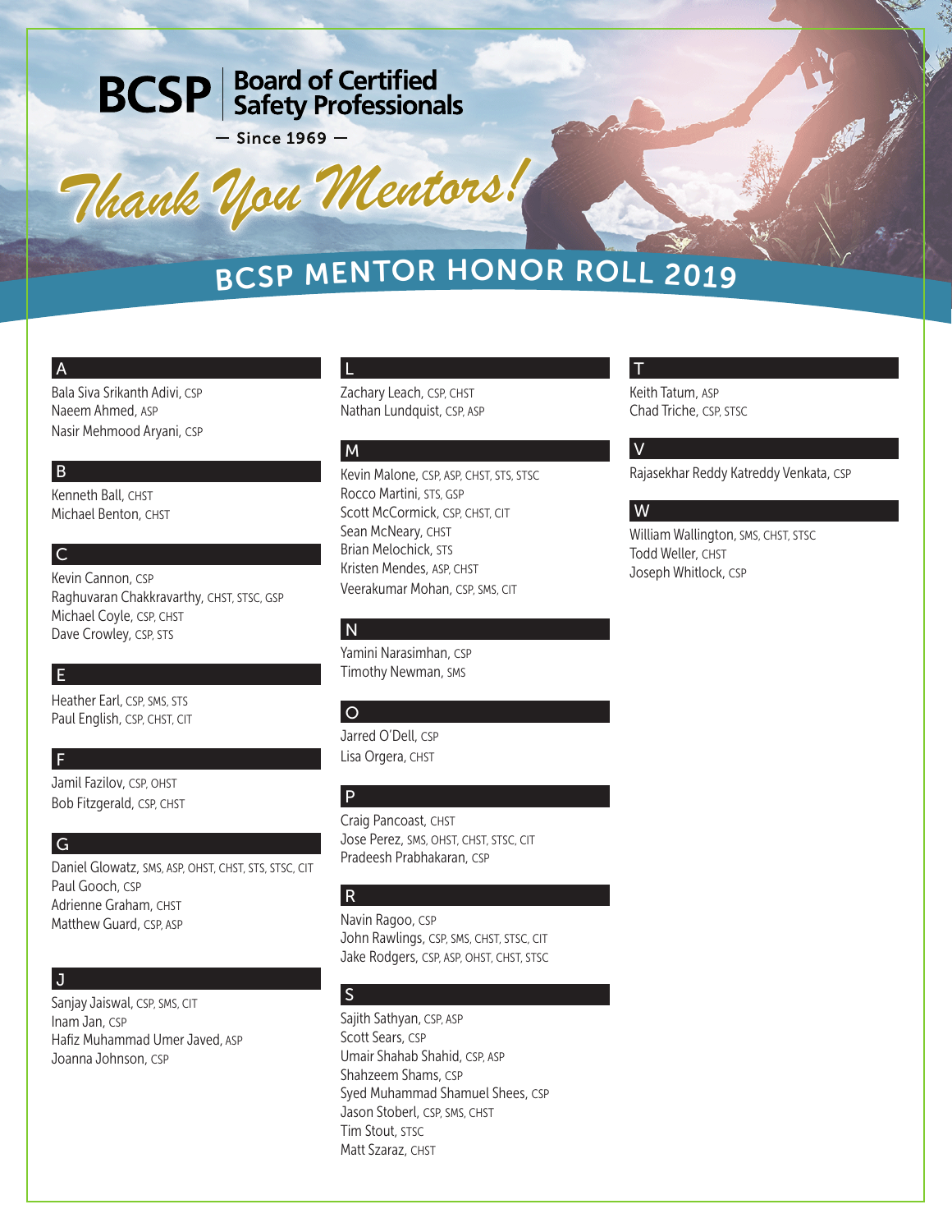BCSP | Board of Certified Safety Professionals

— Since 1969 —

*Thank You Mentors!*

# BCSP MENTOR HONOR ROLL 2019

## A

Bala Siva Srikanth Adivi, CSP
Naeem Ahmed, ASP
Nasir Mehmood Aryani, CSP

## B

Kenneth Ball, CHST
Michael Benton, CHST

## C

Kevin Cannon, CSP
Raghuvaran Chakkravarthy, CHST, STSC, GSP
Michael Coyle, CSP, CHST
Dave Crowley, CSP, STS

## E

Heather Earl, CSP, SMS, STS
Paul English, CSP, CHST, CIT

## F

Jamil Fazilov, CSP, OHST
Bob Fitzgerald, CSP, CHST

## G

Daniel Glowatz, SMS, ASP, OHST, CHST, STS, STSC, CIT
Paul Gooch, CSP
Adrienne Graham, CHST
Matthew Guard, CSP, ASP

## J

Sanjay Jaiswal, CSP, SMS, CIT
Inam Jan, CSP
Hafiz Muhammad Umer Javed, ASP
Joanna Johnson, CSP

## L

Zachary Leach, CSP, CHST
Nathan Lundquist, CSP, ASP

## M

Kevin Malone, CSP, ASP, CHST, STS, STSC
Rocco Martini, STS, GSP
Scott McCormick, CSP, CHST, CIT
Sean McNeary, CHST
Brian Melochick, STS
Kristen Mendes, ASP, CHST
Veerakumar Mohan, CSP, SMS, CIT

## N

Yamini Narasimhan, CSP
Timothy Newman, SMS

## O

Jarred O'Dell, CSP
Lisa Orgera, CHST

## P

Craig Pancoast, CHST
Jose Perez, SMS, OHST, CHST, STSC, CIT
Pradeesh Prabhakaran, CSP

## R

Navin Ragoo, CSP
John Rawlings, CSP, SMS, CHST, STSC, CIT
Jake Rodgers, CSP, ASP, OHST, CHST, STSC

## S

Sajith Sathyan, CSP, ASP
Scott Sears, CSP
Umair Shahab Shahid, CSP, ASP
Shahzeem Shams, CSP
Syed Muhammad Shamuel Shees, CSP
Jason Stoberl, CSP, SMS, CHST
Tim Stout, STSC
Matt Szaraz, CHST

## T

Keith Tatum, ASP
Chad Triche, CSP, STSC

## V

Rajasekhar Reddy Katreddy Venkata, CSP

## W

William Wallington, SMS, CHST, STSC
Todd Weller, CHST
Joseph Whitlock, CSP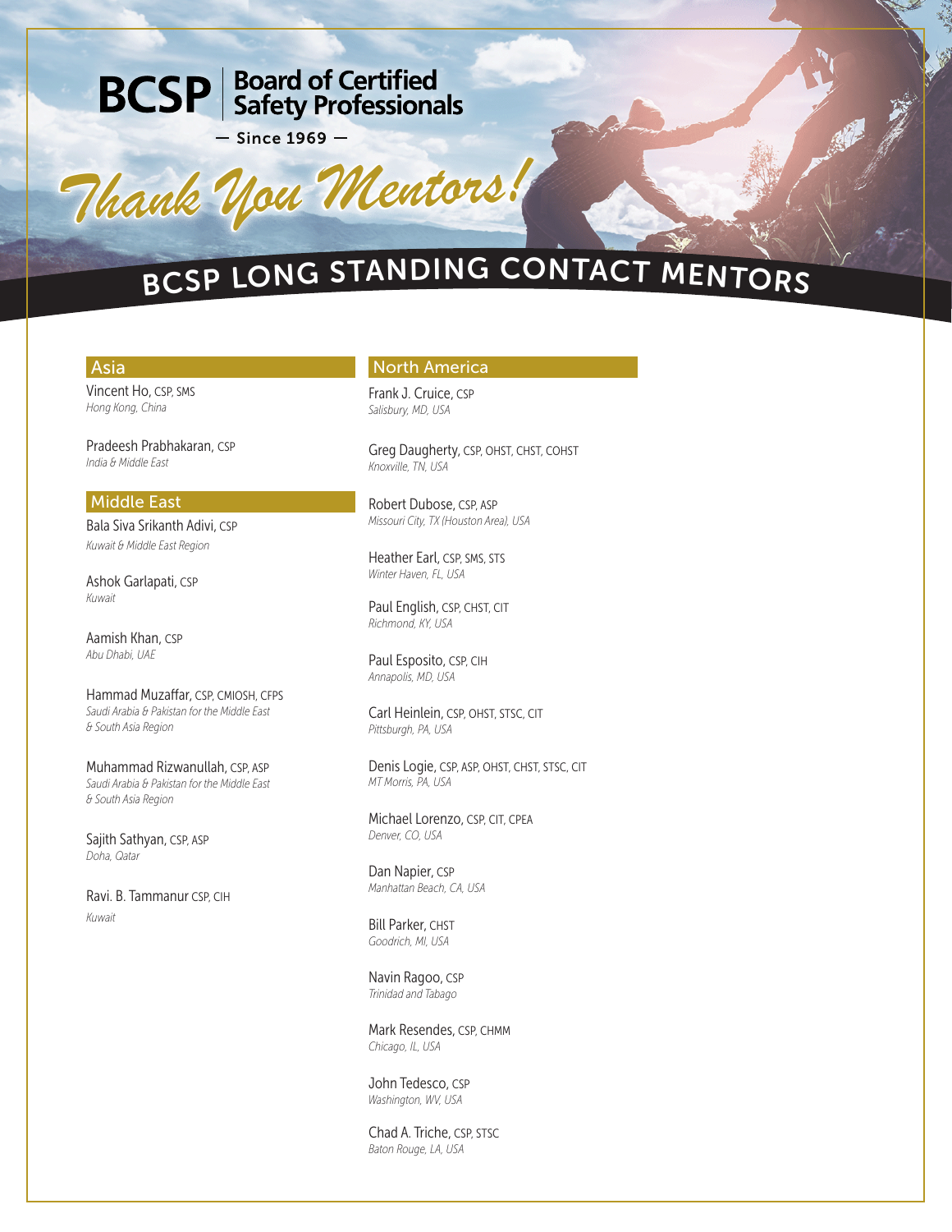BCSP | Board of Certified Safety Professionals

— Since 1969 —

*Thank You Mentors!*

# BCSP LONG STANDING CONTACT MENTORS

## Asia

Vincent Ho, CSP, SMS
*Hong Kong, China*

Pradeesh Prabhakaran, CSP
*India & Middle East*

## Middle East

Bala Siva Srikanth Adivi, CSP
*Kuwait & Middle East Region*

Ashok Garlapati, CSP
*Kuwait*

Aamish Khan, CSP
*Abu Dhabi, UAE*

Hammad Muzaffar, CSP, CMIOSH, CFPS
*Saudi Arabia & Pakistan for the Middle East & South Asia Region*

Muhammad Rizwanullah, CSP, ASP
*Saudi Arabia & Pakistan for the Middle East & South Asia Region*

Sajith Sathyan, CSP, ASP
*Doha, Qatar*

Ravi. B. Tammanur CSP, CIH
*Kuwait*

## North America

Frank J. Cruice, CSP
*Salisbury, MD, USA*

Greg Daugherty, CSP, OHST, CHST, COHST
*Knoxville, TN, USA*

Robert Dubose, CSP, ASP
*Missouri City, TX (Houston Area), USA*

Heather Earl, CSP, SMS, STS
*Winter Haven, FL, USA*

Paul English, CSP, CHST, CIT
*Richmond, KY, USA*

Paul Esposito, CSP, CIH
*Annapolis, MD, USA*

Carl Heinlein, CSP, OHST, STSC, CIT
*Pittsburgh, PA, USA*

Denis Logie, CSP, ASP, OHST, CHST, STSC, CIT
*MT Morris, PA, USA*

Michael Lorenzo, CSP, CIT, CPEA
*Denver, CO, USA*

Dan Napier, CSP
*Manhattan Beach, CA, USA*

Bill Parker, CHST
*Goodrich, MI, USA*

Navin Ragoo, CSP
*Trinidad and Tabago*

Mark Resendes, CSP, CHMM
*Chicago, IL, USA*

John Tedesco, CSP
*Washington, WV, USA*

Chad A. Triche, CSP, STSC
*Baton Rouge, LA, USA*